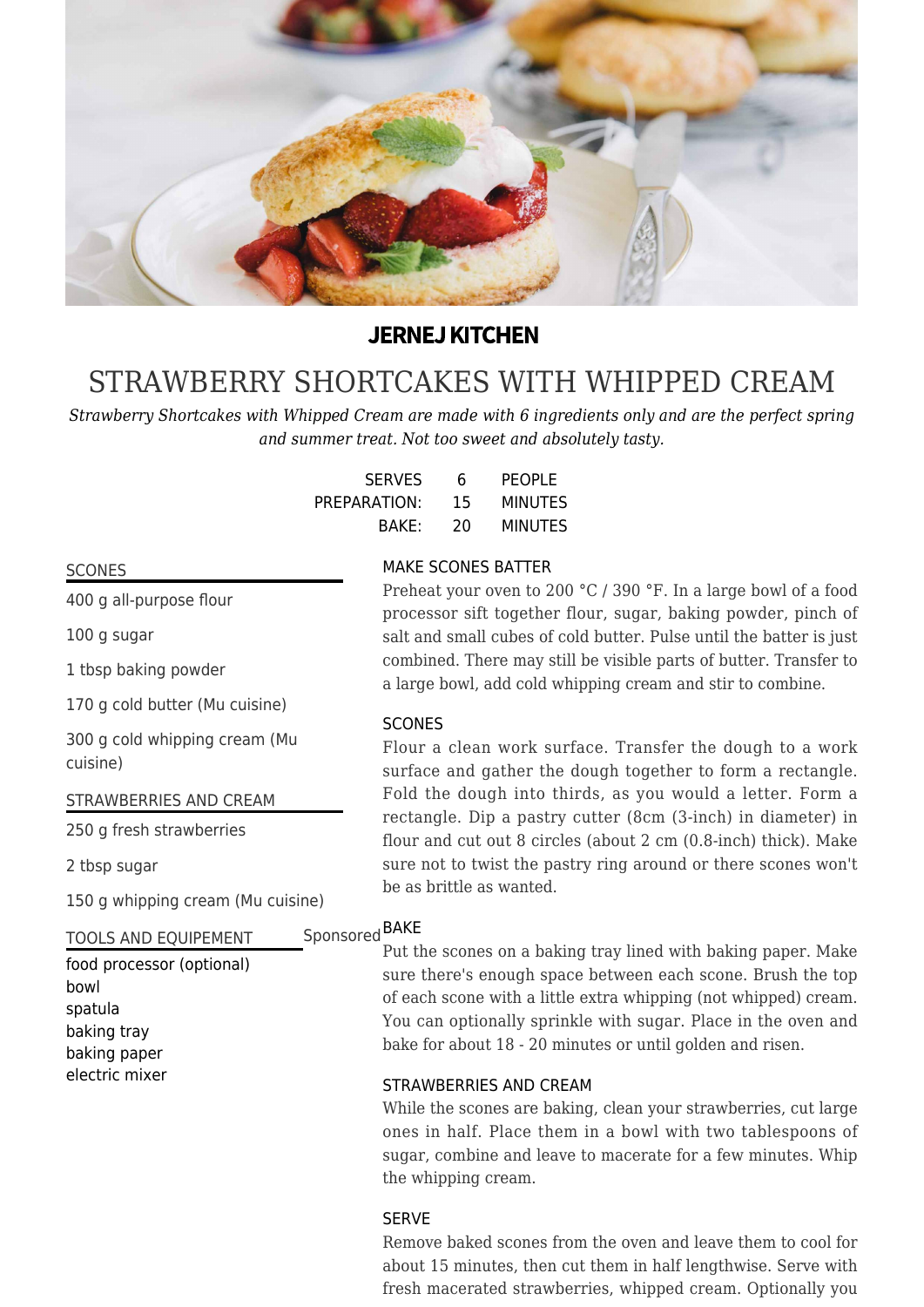**JERNEJ KITCHEN**

# STRAWBERRY SHORTCAKES WITH WHIPPED CREAM

*Strawberry Shortcakes with Whipped Cream are made with 6 ingredients only and are the perfect spring and summer treat. Not too sweet and absolutely tasty.*

| | | |
|---|---|---|
| SERVES | 6 | PEOPLE |
| PREPARATION: | 15 | MINUTES |
| BAKE: | 20 | MINUTES |

## SCONES

400 g all-purpose flour

100 g sugar

1 tbsp baking powder

170 g cold butter (Mu cuisine)

300 g cold whipping cream (Mu cuisine)

## STRAWBERRIES AND CREAM

250 g fresh strawberries

2 tbsp sugar

150 g whipping cream (Mu cuisine)

## TOOLS AND EQUIPEMENT

Sponsored

food processor (optional)
bowl
spatula
baking tray
baking paper
electric mixer

## MAKE SCONES BATTER

Preheat your oven to 200 °C / 390 °F. In a large bowl of a food processor sift together flour, sugar, baking powder, pinch of salt and small cubes of cold butter. Pulse until the batter is just combined. There may still be visible parts of butter. Transfer to a large bowl, add cold whipping cream and stir to combine.

## SCONES

Flour a clean work surface. Transfer the dough to a work surface and gather the dough together to form a rectangle. Fold the dough into thirds, as you would a letter. Form a rectangle. Dip a pastry cutter (8cm (3-inch) in diameter) in flour and cut out 8 circles (about 2 cm (0.8-inch) thick). Make sure not to twist the pastry ring around or there scones won't be as brittle as wanted.

## BAKE

Put the scones on a baking tray lined with baking paper. Make sure there's enough space between each scone. Brush the top of each scone with a little extra whipping (not whipped) cream. You can optionally sprinkle with sugar. Place in the oven and bake for about 18 - 20 minutes or until golden and risen.

## STRAWBERRIES AND CREAM

While the scones are baking, clean your strawberries, cut large ones in half. Place them in a bowl with two tablespoons of sugar, combine and leave to macerate for a few minutes. Whip the whipping cream.

## SERVE

Remove baked scones from the oven and leave them to cool for about 15 minutes, then cut them in half lengthwise. Serve with fresh macerated strawberries, whipped cream. Optionally you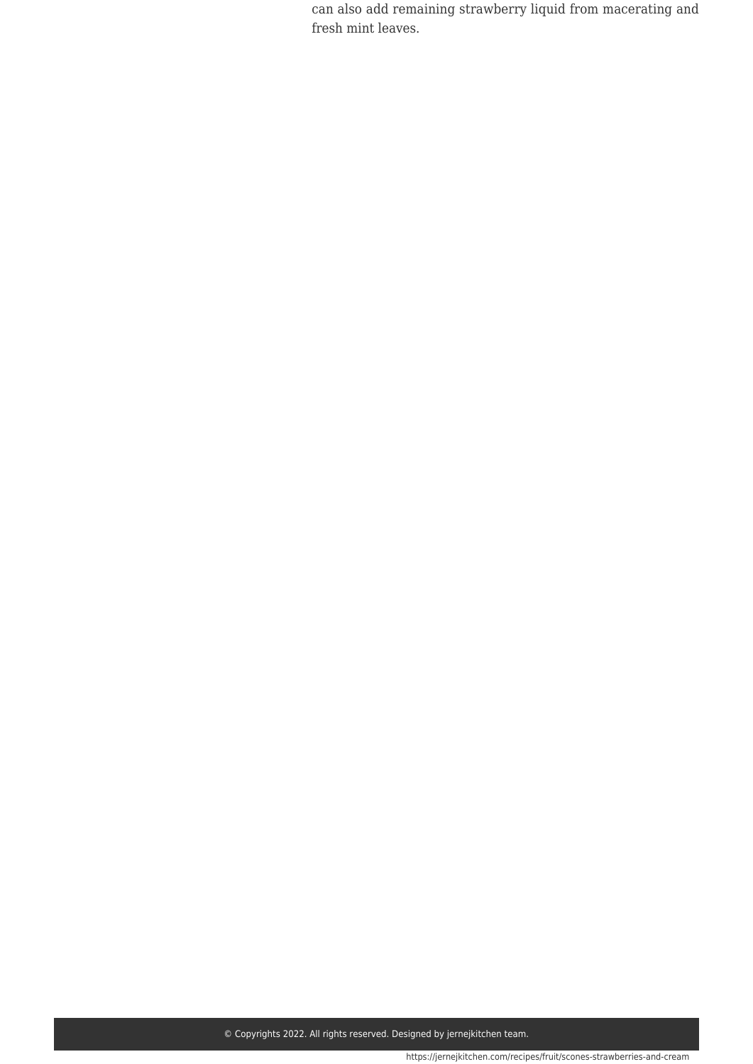can also add remaining strawberry liquid from macerating and fresh mint leaves.